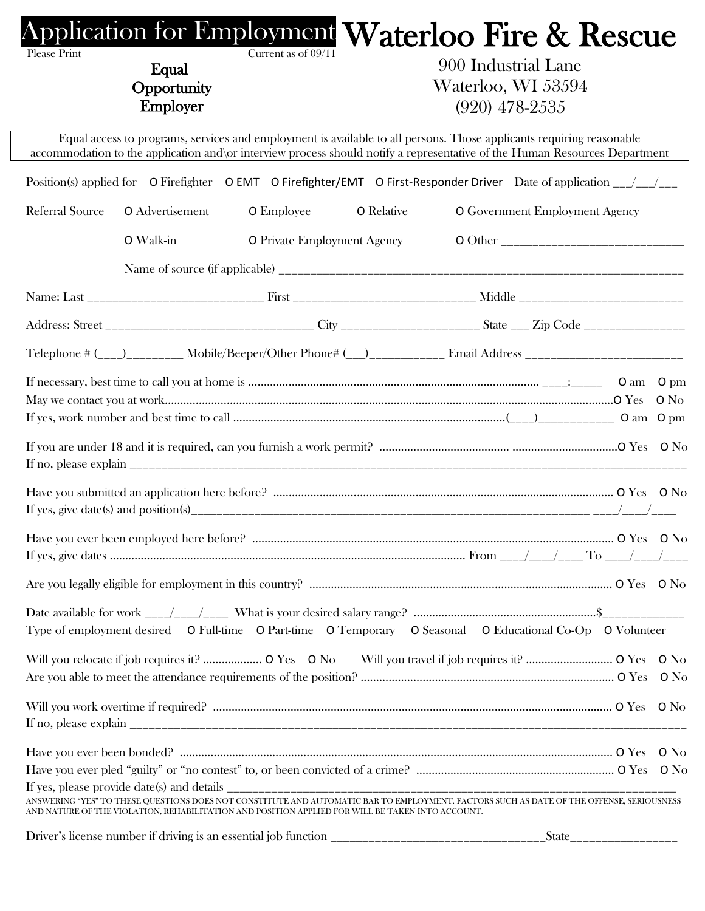# Application for Employment

Please Print    Current as of 09/11

**Equal Opportunity Employer**

# Waterloo Fire & Rescue

900 Industrial Lane
Waterloo, WI 53594
(920) 478-2535

> Equal access to programs, services and employment is available to all persons. Those applicants requiring reasonable accommodation to the application and\or interview process should notify a representative of the Human Resources Department

Position(s) applied for   O Firefighter   O EMT   O Firefighter/EMT   O First-Responder Driver   Date of application ___/___/___

Referral Source   O Advertisement   O Employee   O Relative   O Government Employment Agency

O Walk-in   O Private Employment Agency   O Other ____________________________

Name of source (if applicable) ________________________________________________________________

Name: Last ___________________________ First ____________________________ Middle __________________________

Address: Street ________________________________ City _____________________ State ___ Zip Code _______________

Telephone # (____)________ Mobile/Beeper/Other Phone# (___)___________ Email Address ________________________

If necessary, best time to call you at home is ........................................ ____:_____   O am   O pm

May we contact you at work........................................................................ O Yes   O No

If yes, work number and best time to call .......................................... (____)___________   O am   O pm

If you are under 18 and it is required, can you furnish a work permit? ........................................ O Yes   O No

If no, please explain ______________________________________________________________________________

Have you submitted an application here before? ...................................................... O Yes   O No

If yes, give date(s) and position(s)________________________________________________ ____/____/____

Have you ever been employed here before? ...................................................... O Yes   O No

If yes, give dates ..................................................... From ____/____/____ To ____/____/____

Are you legally eligible for employment in this country? ...................................................... O Yes   O No

Date available for work ____/____/____   What is your desired salary range? ......................................$_____________

Type of employment desired   O Full-time   O Part-time   O Temporary   O Seasonal   O Educational Co-Op   O Volunteer

Will you relocate if job requires it? .................. O Yes   O No   Will you travel if job requires it? ........................ O Yes   O No

Are you able to meet the attendance requirements of the position? ...................................................... O Yes   O No

Will you work overtime if required? ...................................................... O Yes   O No

If no, please explain ______________________________________________________________________________

Have you ever been bonded? ...................................................... O Yes   O No

Have you ever pled "guilty" or "no contest" to, or been convicted of a crime? ...................................................... O Yes   O No

If yes, please provide date(s) and details __________________________________________________________________

ANSWERING "YES" TO THESE QUESTIONS DOES NOT CONSTITUTE AND AUTOMATIC BAR TO EMPLOYMENT. FACTORS SUCH AS DATE OF THE OFFENSE, SERIOUSNESS AND NATURE OF THE VIOLATION, REHABILITATION AND POSITION APPLIED FOR WILL BE TAKEN INTO ACCOUNT.

Driver's license number if driving is an essential job function __________________________________State________________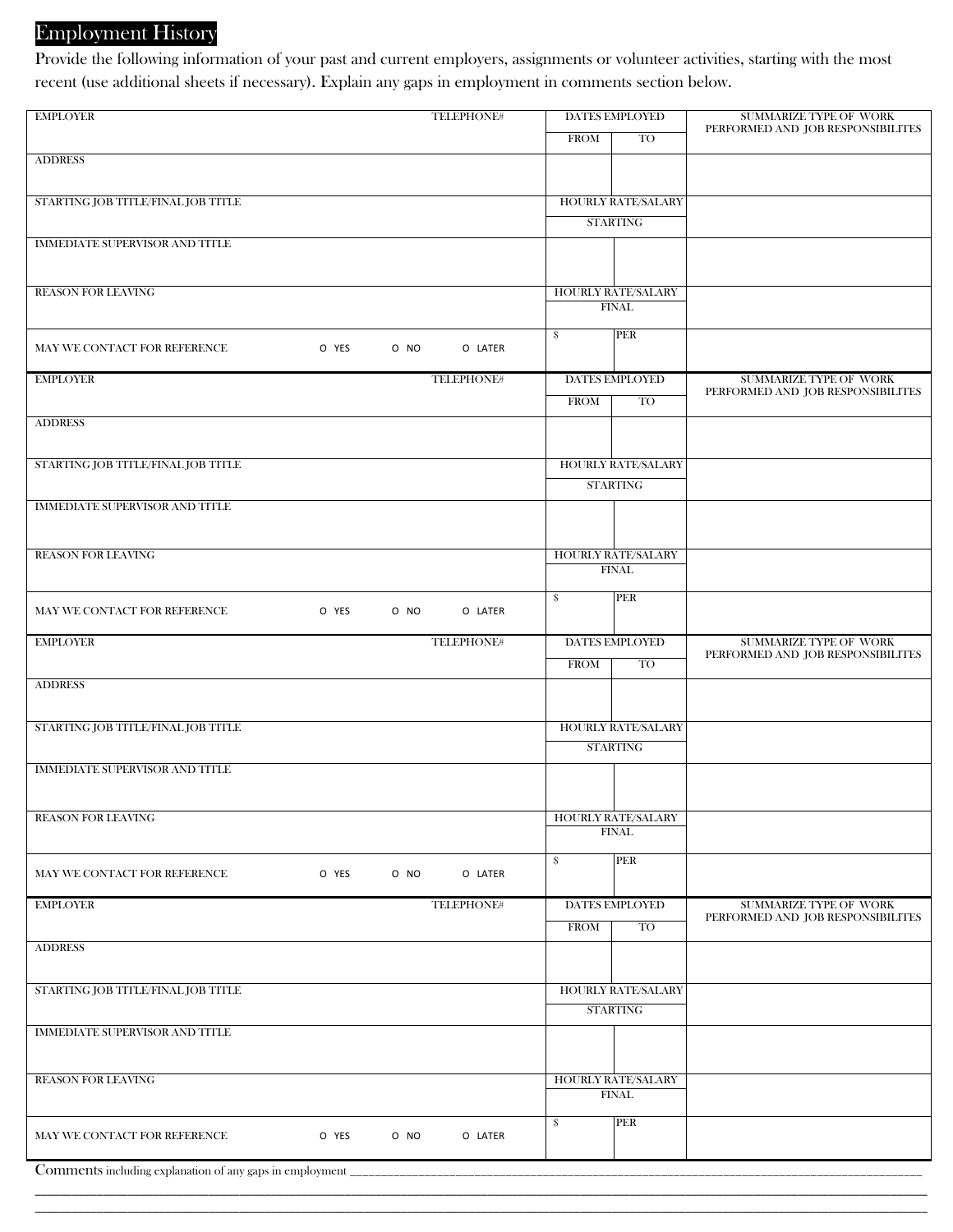## Employment History

Provide the following information of your past and current employers, assignments or volunteer activities, starting with the most recent (use additional sheets if necessary). Explain any gaps in employment in comments section below.

| EMPLOYER | TELEPHONE# | DATES EMPLOYED | | SUMMARIZE TYPE OF WORK PERFORMED AND JOB RESPONSIBILITES |
|---|---|---|---|---|
| | | FROM | TO | |
| ADDRESS | | | | |
| STARTING JOB TITLE/FINAL JOB TITLE | | HOURLY RATE/SALARY STARTING | | |
| IMMEDIATE SUPERVISOR AND TITLE | | | | |
| REASON FOR LEAVING | | HOURLY RATE/SALARY FINAL | | |
| MAY WE CONTACT FOR REFERENCE | O YES O NO O LATER | $ | PER | |

| EMPLOYER | TELEPHONE# | DATES EMPLOYED | | SUMMARIZE TYPE OF WORK PERFORMED AND JOB RESPONSIBILITES |
|---|---|---|---|---|
| | | FROM | TO | |
| ADDRESS | | | | |
| STARTING JOB TITLE/FINAL JOB TITLE | | HOURLY RATE/SALARY STARTING | | |
| IMMEDIATE SUPERVISOR AND TITLE | | | | |
| REASON FOR LEAVING | | HOURLY RATE/SALARY FINAL | | |
| MAY WE CONTACT FOR REFERENCE | O YES O NO O LATER | $ | PER | |

| EMPLOYER | TELEPHONE# | DATES EMPLOYED | | SUMMARIZE TYPE OF WORK PERFORMED AND JOB RESPONSIBILITES |
|---|---|---|---|---|
| | | FROM | TO | |
| ADDRESS | | | | |
| STARTING JOB TITLE/FINAL JOB TITLE | | HOURLY RATE/SALARY STARTING | | |
| IMMEDIATE SUPERVISOR AND TITLE | | | | |
| REASON FOR LEAVING | | HOURLY RATE/SALARY FINAL | | |
| MAY WE CONTACT FOR REFERENCE | O YES O NO O LATER | $ | PER | |

| EMPLOYER | TELEPHONE# | DATES EMPLOYED | | SUMMARIZE TYPE OF WORK PERFORMED AND JOB RESPONSIBILITES |
|---|---|---|---|---|
| | | FROM | TO | |
| ADDRESS | | | | |
| STARTING JOB TITLE/FINAL JOB TITLE | | HOURLY RATE/SALARY STARTING | | |
| IMMEDIATE SUPERVISOR AND TITLE | | | | |
| REASON FOR LEAVING | | HOURLY RATE/SALARY FINAL | | |
| MAY WE CONTACT FOR REFERENCE | O YES O NO O LATER | $ | PER | |

Comments including explanation of any gaps in employment ____________________________________________________________________________

______________________________________________________________________________________________________________

______________________________________________________________________________________________________________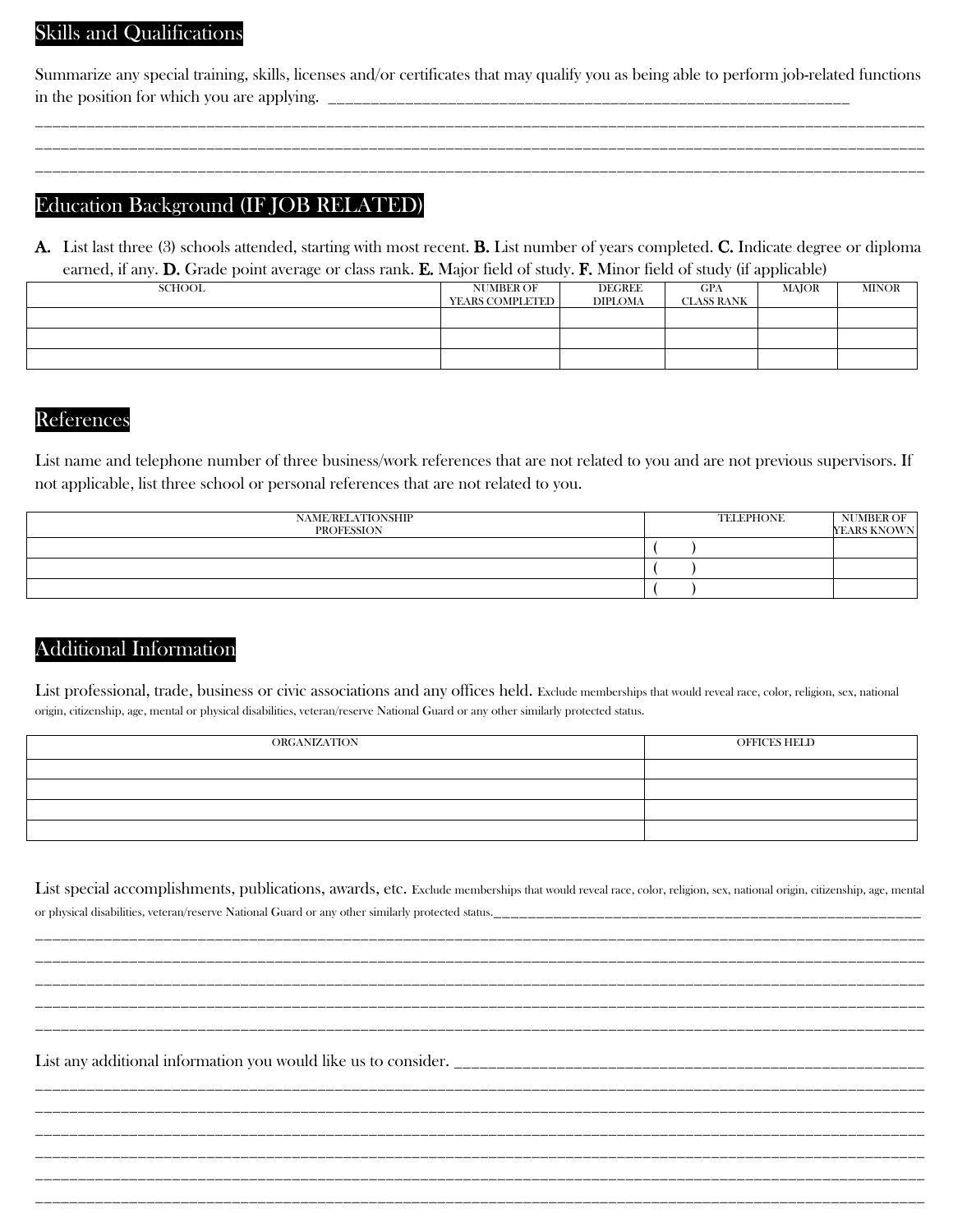## Skills and Qualifications

Summarize any special training, skills, licenses and/or certificates that may qualify you as being able to perform job-related functions in the position for which you are applying. ___________________________________________________________________

_______________________________________________________________________________________________________________
_______________________________________________________________________________________________________________
_______________________________________________________________________________________________________________

## Education Background (IF JOB RELATED)

**A.** List last three (3) schools attended, starting with most recent. **B.** List number of years completed. **C.** Indicate degree or diploma earned, if any. **D.** Grade point average or class rank. **E.** Major field of study. **F.** Minor field of study (if applicable)

| SCHOOL | NUMBER OF YEARS COMPLETED | DEGREE DIPLOMA | GPA CLASS RANK | MAJOR | MINOR |
|---|---|---|---|---|---|
| | | | | | |
| | | | | | |
| | | | | | |

## References

List name and telephone number of three business/work references that are not related to you and are not previous supervisors. If not applicable, list three school or personal references that are not related to you.

| NAME/RELATIONSHIP PROFESSION | TELEPHONE | NUMBER OF YEARS KNOWN |
|---|---|---|
| | (    ) | |
| | (    ) | |
| | (    ) | |

## Additional Information

List professional, trade, business or civic associations and any offices held. Exclude memberships that would reveal race, color, religion, sex, national origin, citizenship, age, mental or physical disabilities, veteran/reserve National Guard or any other similarly protected status.

| ORGANIZATION | OFFICES HELD |
|---|---|
| | |
| | |
| | |
| | |

List special accomplishments, publications, awards, etc. Exclude memberships that would reveal race, color, religion, sex, national origin, citizenship, age, mental or physical disabilities, veteran/reserve National Guard or any other similarly protected status.___________________________________________________________

_______________________________________________________________________________________________________________
_______________________________________________________________________________________________________________
_______________________________________________________________________________________________________________
_______________________________________________________________________________________________________________
_______________________________________________________________________________________________________________

List any additional information you would like us to consider. ____________________________________________________________

_______________________________________________________________________________________________________________
_______________________________________________________________________________________________________________
_______________________________________________________________________________________________________________
_______________________________________________________________________________________________________________
_______________________________________________________________________________________________________________
_______________________________________________________________________________________________________________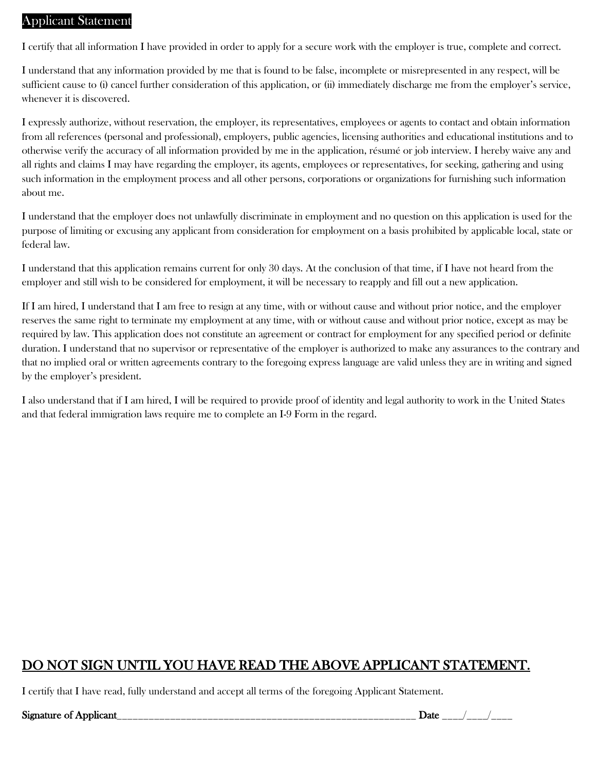## Applicant Statement

I certify that all information I have provided in order to apply for a secure work with the employer is true, complete and correct.

I understand that any information provided by me that is found to be false, incomplete or misrepresented in any respect, will be sufficient cause to (i) cancel further consideration of this application, or (ii) immediately discharge me from the employer's service, whenever it is discovered.

I expressly authorize, without reservation, the employer, its representatives, employees or agents to contact and obtain information from all references (personal and professional), employers, public agencies, licensing authorities and educational institutions and to otherwise verify the accuracy of all information provided by me in the application, résumé or job interview. I hereby waive any and all rights and claims I may have regarding the employer, its agents, employees or representatives, for seeking, gathering and using such information in the employment process and all other persons, corporations or organizations for furnishing such information about me.

I understand that the employer does not unlawfully discriminate in employment and no question on this application is used for the purpose of limiting or excusing any applicant from consideration for employment on a basis prohibited by applicable local, state or federal law.

I understand that this application remains current for only 30 days. At the conclusion of that time, if I have not heard from the employer and still wish to be considered for employment, it will be necessary to reapply and fill out a new application.

If I am hired, I understand that I am free to resign at any time, with or without cause and without prior notice, and the employer reserves the same right to terminate my employment at any time, with or without cause and without prior notice, except as may be required by law. This application does not constitute an agreement or contract for employment for any specified period or definite duration. I understand that no supervisor or representative of the employer is authorized to make any assurances to the contrary and that no implied oral or written agreements contrary to the foregoing express language are valid unless they are in writing and signed by the employer's president.

I also understand that if I am hired, I will be required to provide proof of identity and legal authority to work in the United States and that federal immigration laws require me to complete an I-9 Form in the regard.

## <u>DO NOT SIGN UNTIL YOU HAVE READ THE ABOVE APPLICANT STATEMENT.</u>

I certify that I have read, fully understand and accept all terms of the foregoing Applicant Statement.

**Signature of Applicant**_____________________________________________________________ **Date** ____/____/____